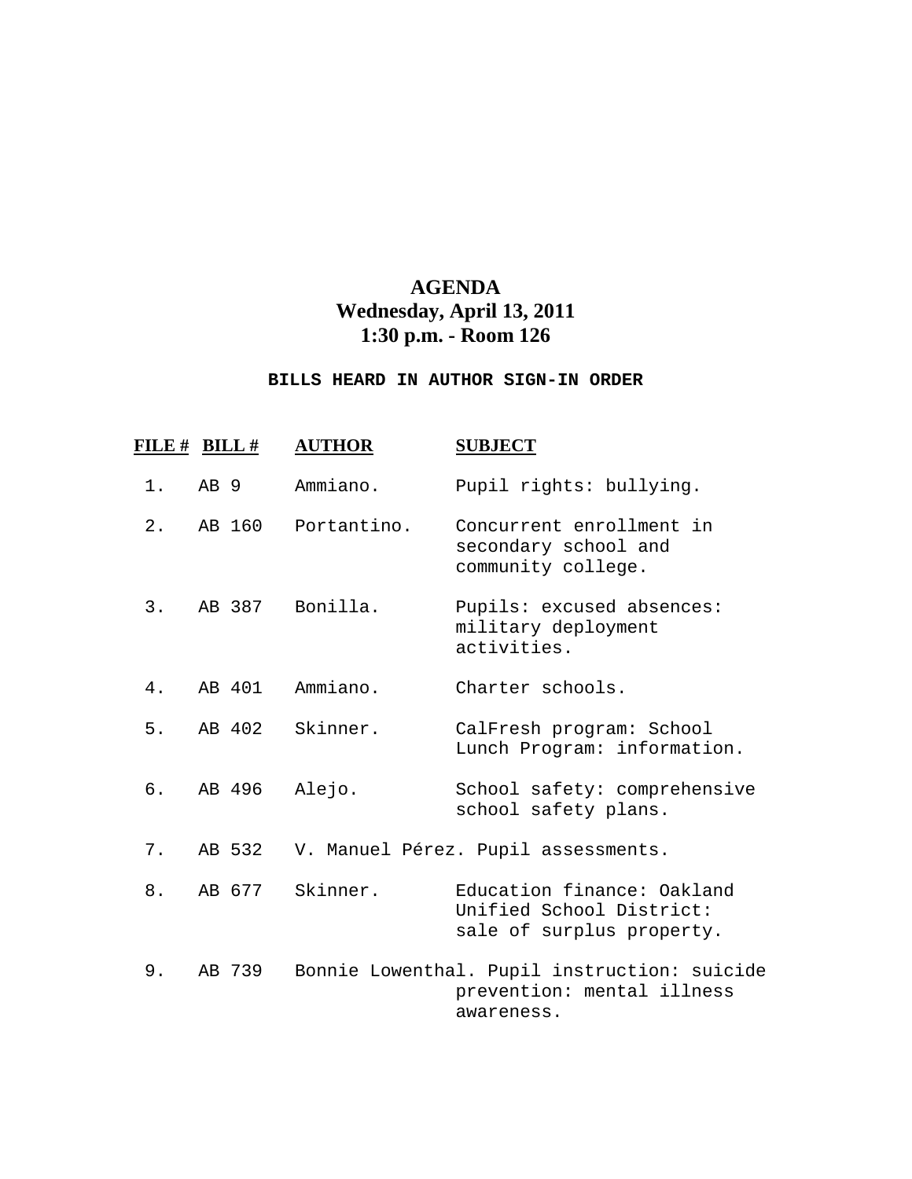# AGENDA
## Wednesday, April 13, 2011
## 1:30 p.m. - Room 126

**BILLS HEARD IN AUTHOR SIGN-IN ORDER**

| FILE # | BILL # | AUTHOR | SUBJECT |
|---|---|---|---|
| 1. | AB 9 | Ammiano. | Pupil rights: bullying. |
| 2. | AB 160 | Portantino. | Concurrent enrollment in secondary school and community college. |
| 3. | AB 387 | Bonilla. | Pupils: excused absences: military deployment activities. |
| 4. | AB 401 | Ammiano. | Charter schools. |
| 5. | AB 402 | Skinner. | CalFresh program: School Lunch Program: information. |
| 6. | AB 496 | Alejo. | School safety: comprehensive school safety plans. |
| 7. | AB 532 | V. Manuel Pérez. | Pupil assessments. |
| 8. | AB 677 | Skinner. | Education finance: Oakland Unified School District: sale of surplus property. |
| 9. | AB 739 | Bonnie Lowenthal. | Pupil instruction: suicide prevention: mental illness awareness. |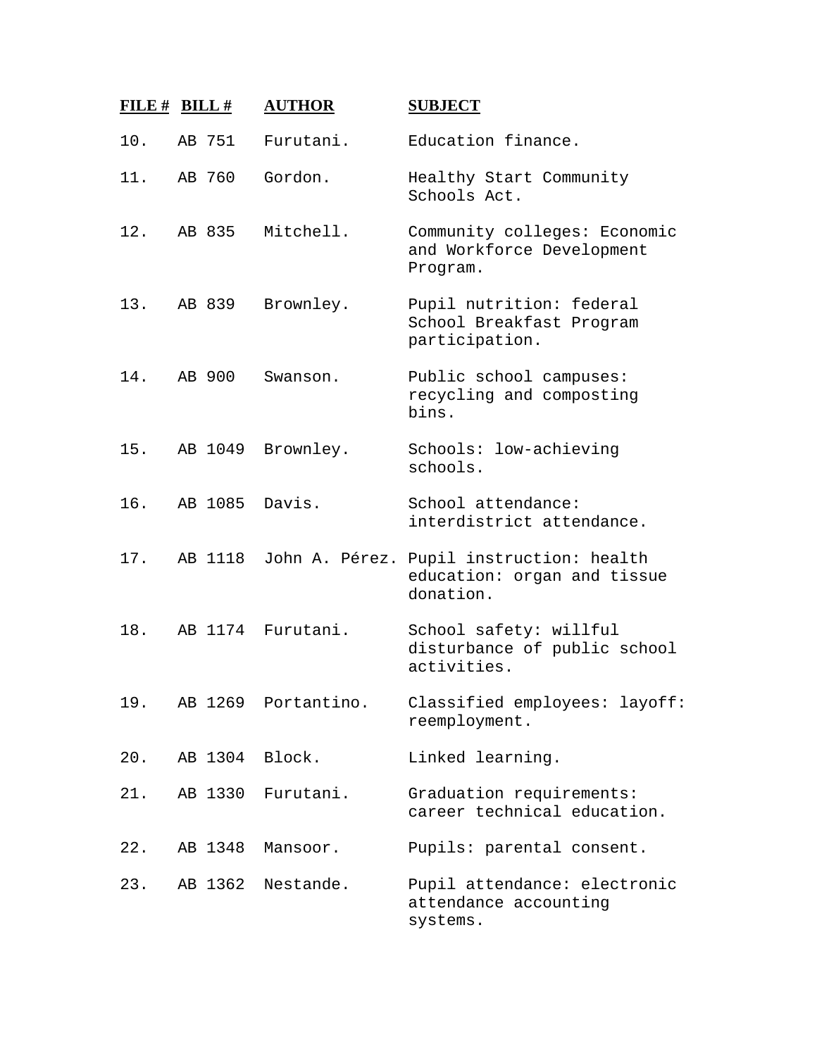| FILE # | BILL # | AUTHOR | SUBJECT |
|---|---|---|---|
| 10. | AB 751 | Furutani. | Education finance. |
| 11. | AB 760 | Gordon. | Healthy Start Community Schools Act. |
| 12. | AB 835 | Mitchell. | Community colleges: Economic and Workforce Development Program. |
| 13. | AB 839 | Brownley. | Pupil nutrition: federal School Breakfast Program participation. |
| 14. | AB 900 | Swanson. | Public school campuses: recycling and composting bins. |
| 15. | AB 1049 | Brownley. | Schools: low-achieving schools. |
| 16. | AB 1085 | Davis. | School attendance: interdistrict attendance. |
| 17. | AB 1118 | John A. Pérez. | Pupil instruction: health education: organ and tissue donation. |
| 18. | AB 1174 | Furutani. | School safety: willful disturbance of public school activities. |
| 19. | AB 1269 | Portantino. | Classified employees: layoff: reemployment. |
| 20. | AB 1304 | Block. | Linked learning. |
| 21. | AB 1330 | Furutani. | Graduation requirements: career technical education. |
| 22. | AB 1348 | Mansoor. | Pupils: parental consent. |
| 23. | AB 1362 | Nestande. | Pupil attendance: electronic attendance accounting systems. |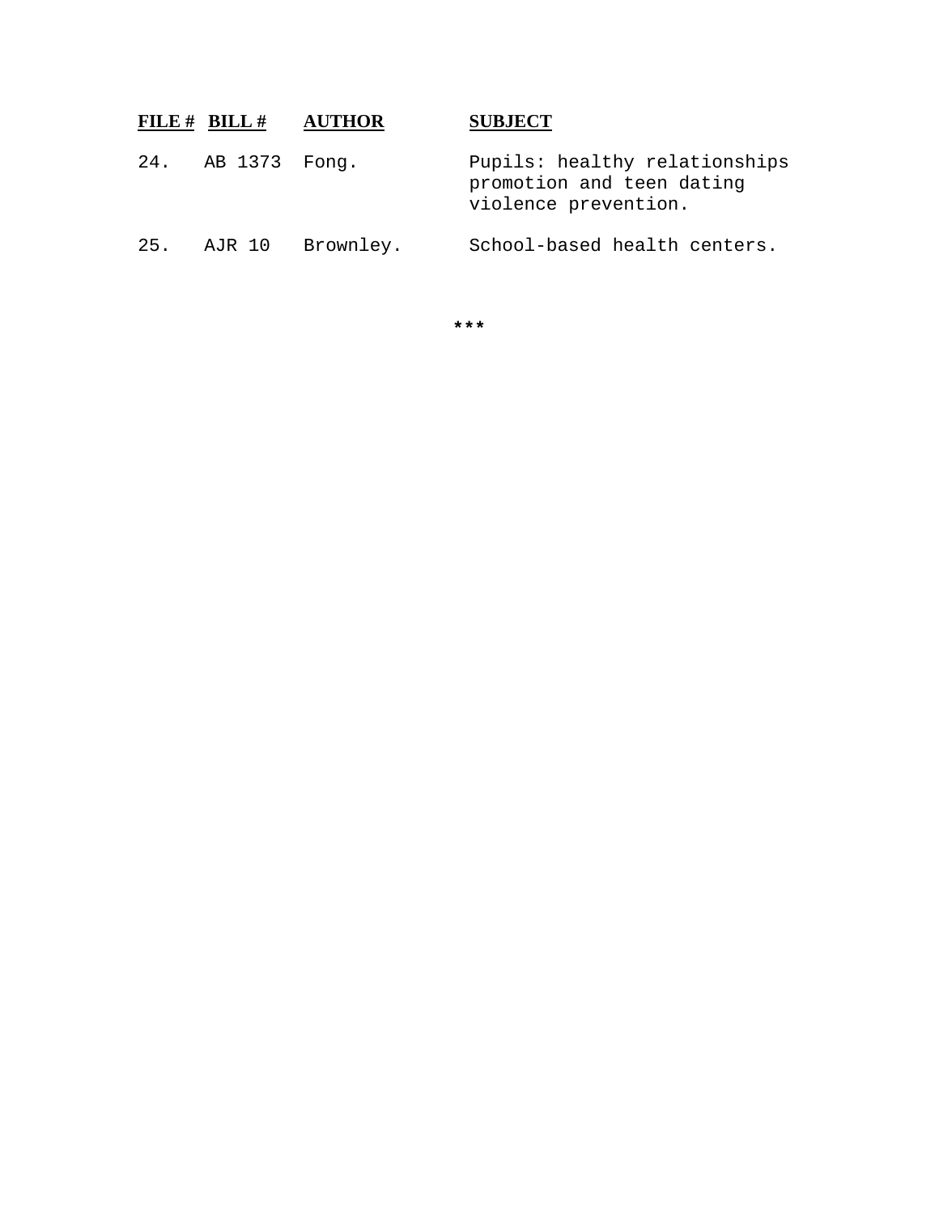| **FILE #** | **BILL #** | **AUTHOR** | **SUBJECT** |
| --- | --- | --- | --- |
| 24. | AB 1373 | Fong. | Pupils: healthy relationships promotion and teen dating violence prevention. |
| 25. | AJR 10 | Brownley. | School-based health centers. |

***